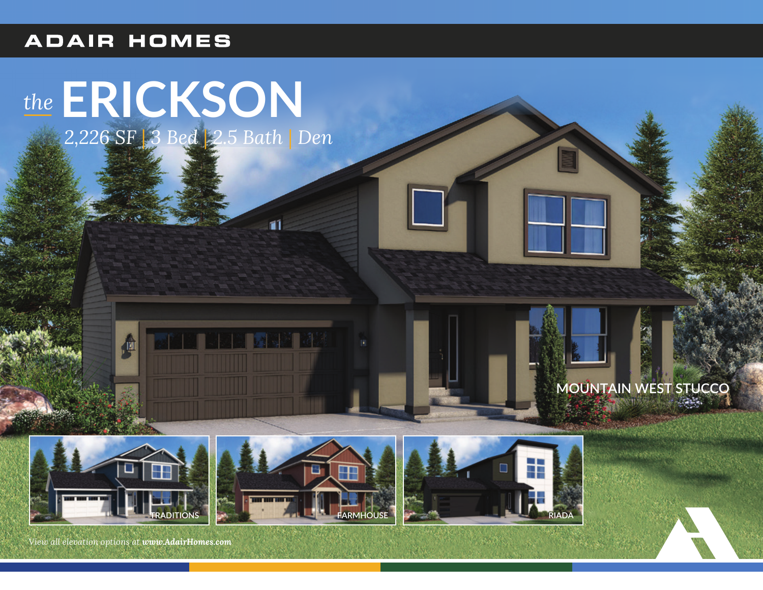ADAIR HOMES

# *the* ERICKSON

*2,226 SF | 3 Bed | 2.5 Bath | Den*

MOUNTAIN WEST STUCCO

TRADITIONS

FARMHOUSE

RIADA

*View all elevation options at **www.AdairHomes.com***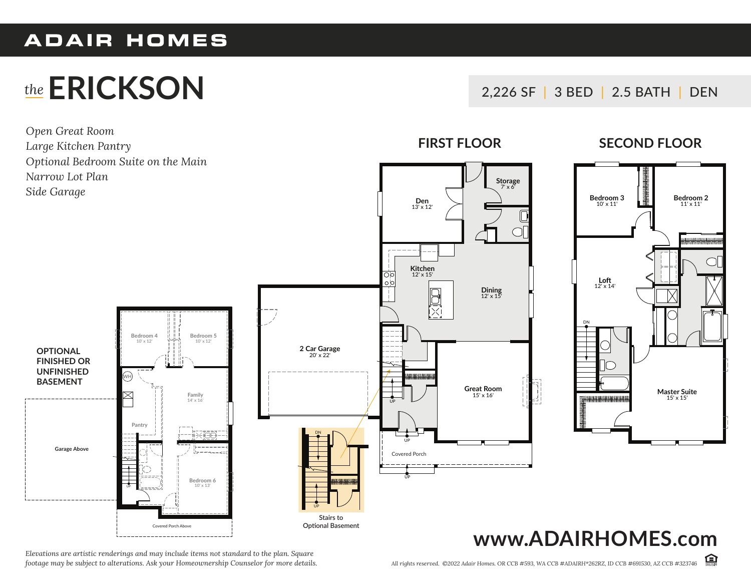# ADAIR HOMES

# *the* ERICKSON

2,226 SF | 3 BED | 2.5 BATH | DEN

*Open Great Room*
*Large Kitchen Pantry*
*Optional Bedroom Suite on the Main*
*Narrow Lot Plan*
*Side Garage*

## FIRST FLOOR

Den
13' x 12'

Storage
7' x 6'

Kitchen
12' x 15'

Dining
12' x 15'

Great Room
15' x 16'

2 Car Garage
20' x 22'

UP

Covered Porch

UP

## SECOND FLOOR

Bedroom 3
10' x 11'

Bedroom 2
11' x 11'

Loft
12' x 14'

DN

Master Suite
15' x 15'

## OPTIONAL FINISHED OR UNFINISHED BASEMENT

Bedroom 4
10' x 12'

Bedroom 5
10' x 12'

WH

Family
14' x 16'

Pantry

Garage Above

Bedroom 6
10' x 13'

UP

Covered Porch Above

DN

UP

Stairs to
Optional Basement

## www.ADAIRHOMES.com

*Elevations are artistic renderings and may include items not standard to the plan. Square footage may be subject to alterations. Ask your Homeownership Counselor for more details.*

*All rights reserved. ©2022 Adair Homes. OR CCB #593, WA CCB #ADAIRH*262RZ, ID CCB #691530, AZ CCB #323746*